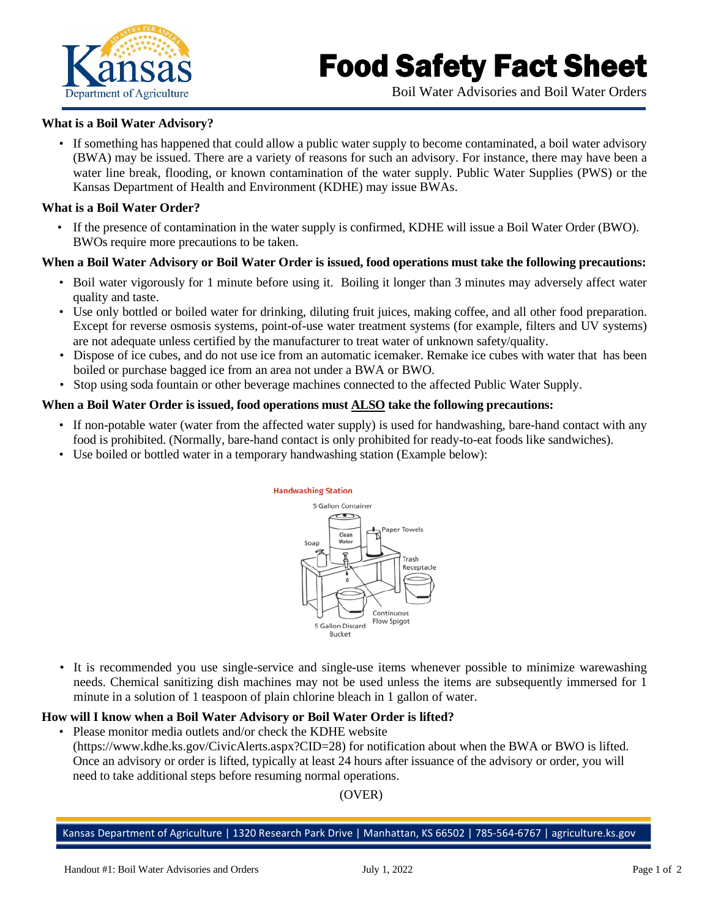# Food Safety Fact Sheet

Boil Water Advisories and Boil Water Orders

**What is a Boil Water Advisory?**

- If something has happened that could allow a public water supply to become contaminated, a boil water advisory (BWA) may be issued. There are a variety of reasons for such an advisory. For instance, there may have been a water line break, flooding, or known contamination of the water supply. Public Water Supplies (PWS) or the Kansas Department of Health and Environment (KDHE) may issue BWAs.

**What is a Boil Water Order?**

- If the presence of contamination in the water supply is confirmed, KDHE will issue a Boil Water Order (BWO). BWOs require more precautions to be taken.

**When a Boil Water Advisory or Boil Water Order is issued, food operations must take the following precautions:**

- Boil water vigorously for 1 minute before using it. Boiling it longer than 3 minutes may adversely affect water quality and taste.
- Use only bottled or boiled water for drinking, diluting fruit juices, making coffee, and all other food preparation. Except for reverse osmosis systems, point-of-use water treatment systems (for example, filters and UV systems) are not adequate unless certified by the manufacturer to treat water of unknown safety/quality.
- Dispose of ice cubes, and do not use ice from an automatic icemaker. Remake ice cubes with water that has been boiled or purchase bagged ice from an area not under a BWA or BWO.
- Stop using soda fountain or other beverage machines connected to the affected Public Water Supply.

**When a Boil Water Order is issued, food operations must <u>ALSO</u> take the following precautions:**

- If non-potable water (water from the affected water supply) is used for handwashing, bare-hand contact with any food is prohibited. (Normally, bare-hand contact is only prohibited for ready-to-eat foods like sandwiches).
- Use boiled or bottled water in a temporary handwashing station (Example below):

Handwashing Station

5 Gallon Container | Clean Water | Soap | Paper Towels | Trash Receptacle | Continuous Flow Spigot | 5 Gallon Discard Bucket

- It is recommended you use single-service and single-use items whenever possible to minimize warewashing needs. Chemical sanitizing dish machines may not be used unless the items are subsequently immersed for 1 minute in a solution of 1 teaspoon of plain chlorine bleach in 1 gallon of water.

**How will I know when a Boil Water Advisory or Boil Water Order is lifted?**

- Please monitor media outlets and/or check the KDHE website (https://www.kdhe.ks.gov/CivicAlerts.aspx?CID=28) for notification about when the BWA or BWO is lifted. Once an advisory or order is lifted, typically at least 24 hours after issuance of the advisory or order, you will need to take additional steps before resuming normal operations.

(OVER)

Kansas Department of Agriculture | 1320 Research Park Drive | Manhattan, KS 66502 | 785-564-6767 | agriculture.ks.gov

Handout #1: Boil Water Advisories and Orders July 1, 2022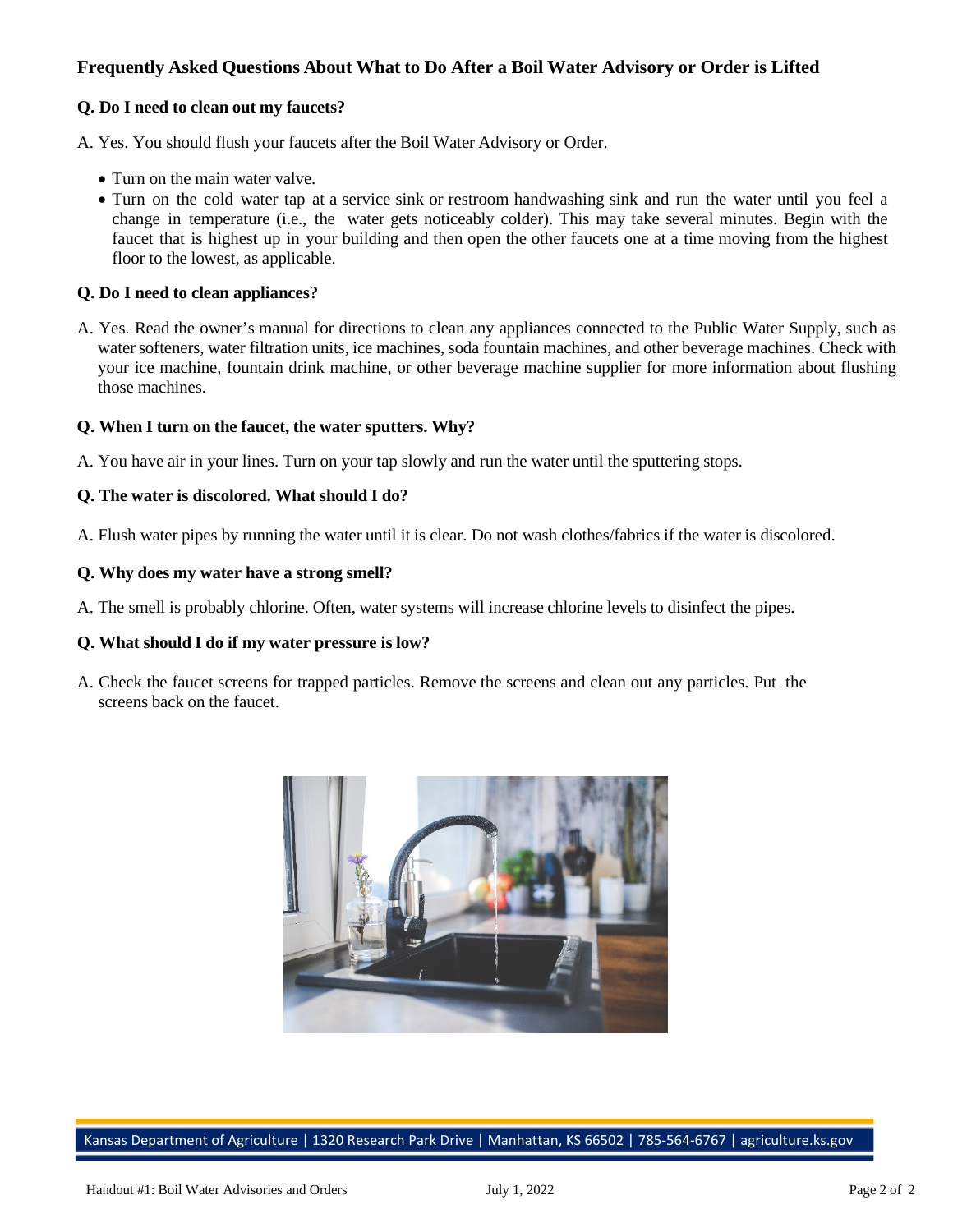## Frequently Asked Questions About What to Do After a Boil Water Advisory or Order is Lifted

**Q. Do I need to clean out my faucets?**

A. Yes. You should flush your faucets after the Boil Water Advisory or Order.

- Turn on the main water valve.
- Turn on the cold water tap at a service sink or restroom handwashing sink and run the water until you feel a change in temperature (i.e., the water gets noticeably colder). This may take several minutes. Begin with the faucet that is highest up in your building and then open the other faucets one at a time moving from the highest floor to the lowest, as applicable.

**Q. Do I need to clean appliances?**

A. Yes. Read the owner's manual for directions to clean any appliances connected to the Public Water Supply, such as water softeners, water filtration units, ice machines, soda fountain machines, and other beverage machines. Check with your ice machine, fountain drink machine, or other beverage machine supplier for more information about flushing those machines.

**Q. When I turn on the faucet, the water sputters. Why?**

A. You have air in your lines. Turn on your tap slowly and run the water until the sputtering stops.

**Q. The water is discolored. What should I do?**

A. Flush water pipes by running the water until it is clear. Do not wash clothes/fabrics if the water is discolored.

**Q. Why does my water have a strong smell?**

A. The smell is probably chlorine. Often, water systems will increase chlorine levels to disinfect the pipes.

**Q. What should I do if my water pressure is low?**

A. Check the faucet screens for trapped particles. Remove the screens and clean out any particles. Put the screens back on the faucet.

Kansas Department of Agriculture | 1320 Research Park Drive | Manhattan, KS 66502 | 785-564-6767 | agriculture.ks.gov